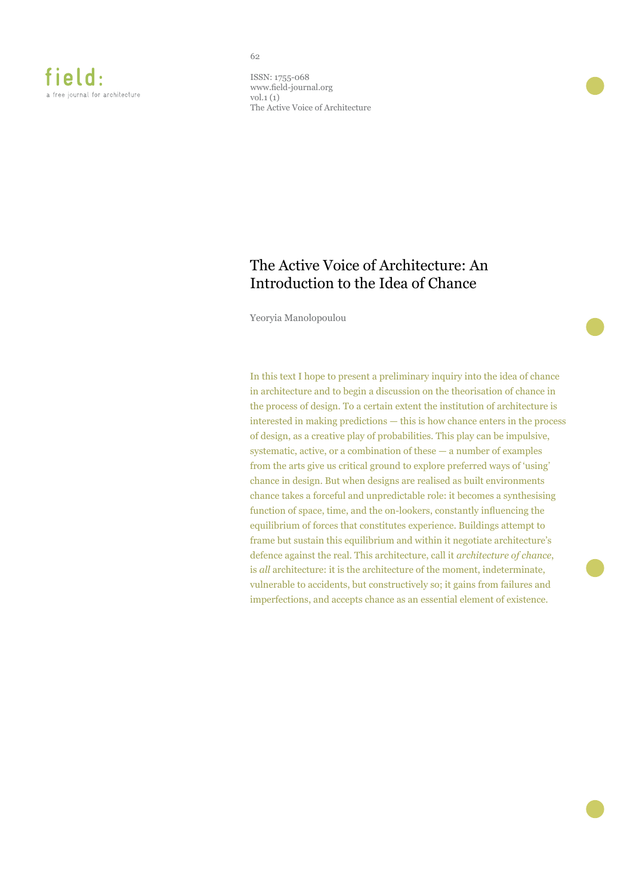# The Active Voice of Architecture: An Introduction to the Idea of Chance

Yeoryia Manolopoulou

In this text I hope to present a preliminary inquiry into the idea of chance in architecture and to begin a discussion on the theorisation of chance in the process of design. To a certain extent the institution of architecture is interested in making predictions — this is how chance enters in the process of design, as a creative play of probabilities. This play can be impulsive, systematic, active, or a combination of these — a number of examples from the arts give us critical ground to explore preferred ways of 'using' chance in design. But when designs are realised as built environments chance takes a forceful and unpredictable role: it becomes a synthesising function of space, time, and the on-lookers, constantly influencing the equilibrium of forces that constitutes experience. Buildings attempt to frame but sustain this equilibrium and within it negotiate architecture's defence against the real. This architecture, call it *architecture of chance*, is *all* architecture: it is the architecture of the moment, indeterminate, vulnerable to accidents, but constructively so; it gains from failures and imperfections, and accepts chance as an essential element of existence.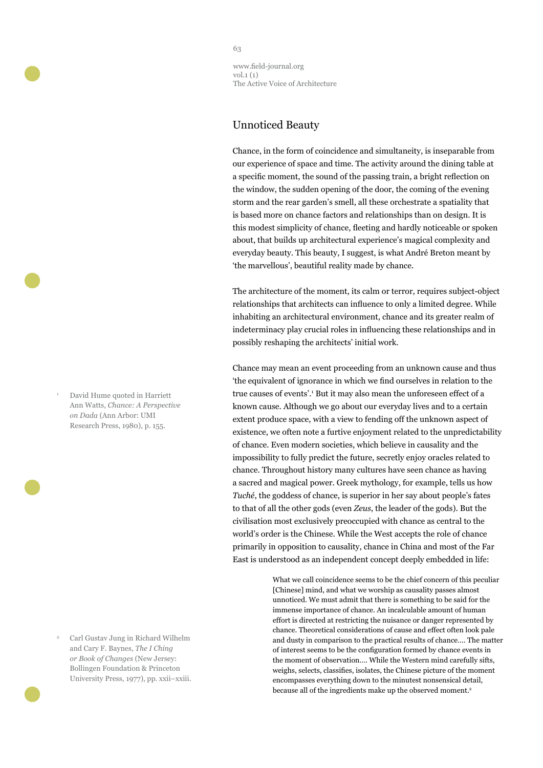## Unnoticed Beauty

Chance, in the form of coincidence and simultaneity, is inseparable from our experience of space and time. The activity around the dining table at a specific moment, the sound of the passing train, a bright reflection on the window, the sudden opening of the door, the coming of the evening storm and the rear garden's smell, all these orchestrate a spatiality that is based more on chance factors and relationships than on design. It is this modest simplicity of chance, fleeting and hardly noticeable or spoken about, that builds up architectural experience's magical complexity and everyday beauty. This beauty, I suggest, is what André Breton meant by 'the marvellous', beautiful reality made by chance.

The architecture of the moment, its calm or terror, requires subject-object relationships that architects can influence to only a limited degree. While inhabiting an architectural environment, chance and its greater realm of indeterminacy play crucial roles in influencing these relationships and in possibly reshaping the architects' initial work.

Chance may mean an event proceeding from an unknown cause and thus 'the equivalent of ignorance in which we find ourselves in relation to the true causes of events'.[1] But it may also mean the unforeseen effect of a known cause. Although we go about our everyday lives and to a certain extent produce space, with a view to fending off the unknown aspect of existence, we often note a furtive enjoyment related to the unpredictability of chance. Even modern societies, which believe in causality and the impossibility to fully predict the future, secretly enjoy oracles related to chance. Throughout history many cultures have seen chance as having a sacred and magical power. Greek mythology, for example, tells us how *Tuché*, the goddess of chance, is superior in her say about people's fates to that of all the other gods (even *Zeus*, the leader of the gods). But the civilisation most exclusively preoccupied with chance as central to the world's order is the Chinese. While the West accepts the role of chance primarily in opposition to causality, chance in China and most of the Far East is understood as an independent concept deeply embedded in life:

> What we call coincidence seems to be the chief concern of this peculiar [Chinese] mind, and what we worship as causality passes almost unnoticed. We must admit that there is something to be said for the immense importance of chance. An incalculable amount of human effort is directed at restricting the nuisance or danger represented by chance. Theoretical considerations of cause and effect often look pale and dusty in comparison to the practical results of chance.... The matter of interest seems to be the configuration formed by chance events in the moment of observation.... While the Western mind carefully sifts, weighs, selects, classifies, isolates, the Chinese picture of the moment encompasses everything down to the minutest nonsensical detail, because all of the ingredients make up the observed moment.[2]

[1] David Hume quoted in Harriett Ann Watts, *Chance: A Perspective on Dada* (Ann Arbor: UMI Research Press, 1980), p. 155.

[2] Carl Gustav Jung in Richard Wilhelm and Cary F. Baynes, *The I Ching or Book of Changes* (New Jersey: Bollingen Foundation & Princeton University Press, 1977), pp. xxii–xxiii.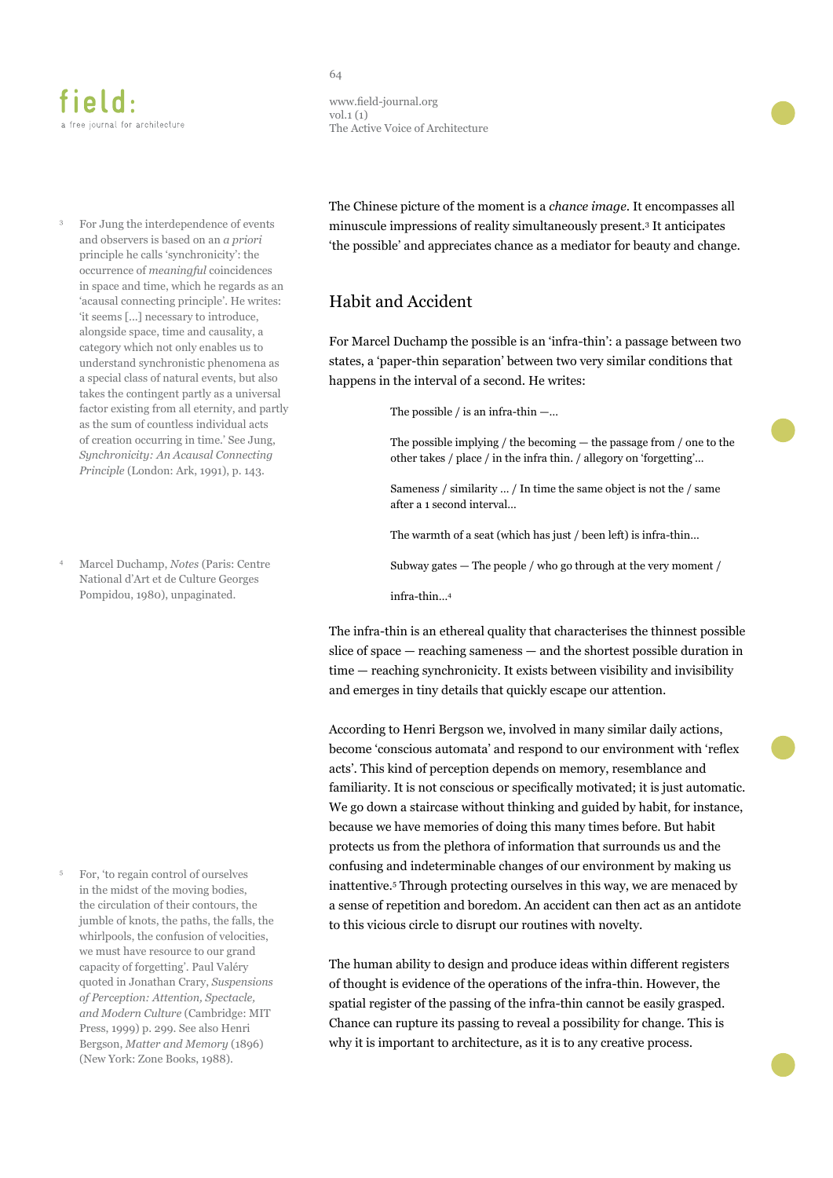The Chinese picture of the moment is a *chance image*. It encompasses all minuscule impressions of reality simultaneously present.[3] It anticipates 'the possible' and appreciates chance as a mediator for beauty and change.

## Habit and Accident

For Marcel Duchamp the possible is an 'infra-thin': a passage between two states, a 'paper-thin separation' between two very similar conditions that happens in the interval of a second. He writes:

> The possible / is an infra-thin —...
>
> The possible implying / the becoming — the passage from / one to the other takes / place / in the infra thin. / allegory on 'forgetting'...
>
> Sameness / similarity ... / In time the same object is not the / same after a 1 second interval...
>
> The warmth of a seat (which has just / been left) is infra-thin...
>
> Subway gates — The people / who go through at the very moment /
>
> infra-thin...[4]

The infra-thin is an ethereal quality that characterises the thinnest possible slice of space — reaching sameness — and the shortest possible duration in time — reaching synchronicity. It exists between visibility and invisibility and emerges in tiny details that quickly escape our attention.

According to Henri Bergson we, involved in many similar daily actions, become 'conscious automata' and respond to our environment with 'reflex acts'. This kind of perception depends on memory, resemblance and familiarity. It is not conscious or specifically motivated; it is just automatic. We go down a staircase without thinking and guided by habit, for instance, because we have memories of doing this many times before. But habit protects us from the plethora of information that surrounds us and the confusing and indeterminable changes of our environment by making us inattentive.[5] Through protecting ourselves in this way, we are menaced by a sense of repetition and boredom. An accident can then act as an antidote to this vicious circle to disrupt our routines with novelty.

The human ability to design and produce ideas within different registers of thought is evidence of the operations of the infra-thin. However, the spatial register of the passing of the infra-thin cannot be easily grasped. Chance can rupture its passing to reveal a possibility for change. This is why it is important to architecture, as it is to any creative process.

---

3. For Jung the interdependence of events and observers is based on an *a priori* principle he calls 'synchronicity': the occurrence of *meaningful* coincidences in space and time, which he regards as an 'acausal connecting principle'. He writes: 'it seems [...] necessary to introduce, alongside space, time and causality, a category which not only enables us to understand synchronistic phenomena as a special class of natural events, but also takes the contingent partly as a universal factor existing from all eternity, and partly as the sum of countless individual acts of creation occurring in time.' See Jung, *Synchronicity: An Acausal Connecting Principle* (London: Ark, 1991), p. 143.

4. Marcel Duchamp, *Notes* (Paris: Centre National d'Art et de Culture Georges Pompidou, 1980), unpaginated.

5. For, 'to regain control of ourselves in the midst of the moving bodies, the circulation of their contours, the jumble of knots, the paths, the falls, the whirlpools, the confusion of velocities, we must have resource to our grand capacity of forgetting'. Paul Valéry quoted in Jonathan Crary, *Suspensions of Perception: Attention, Spectacle, and Modern Culture* (Cambridge: MIT Press, 1999) p. 299. See also Henri Bergson, *Matter and Memory* (1896) (New York: Zone Books, 1988).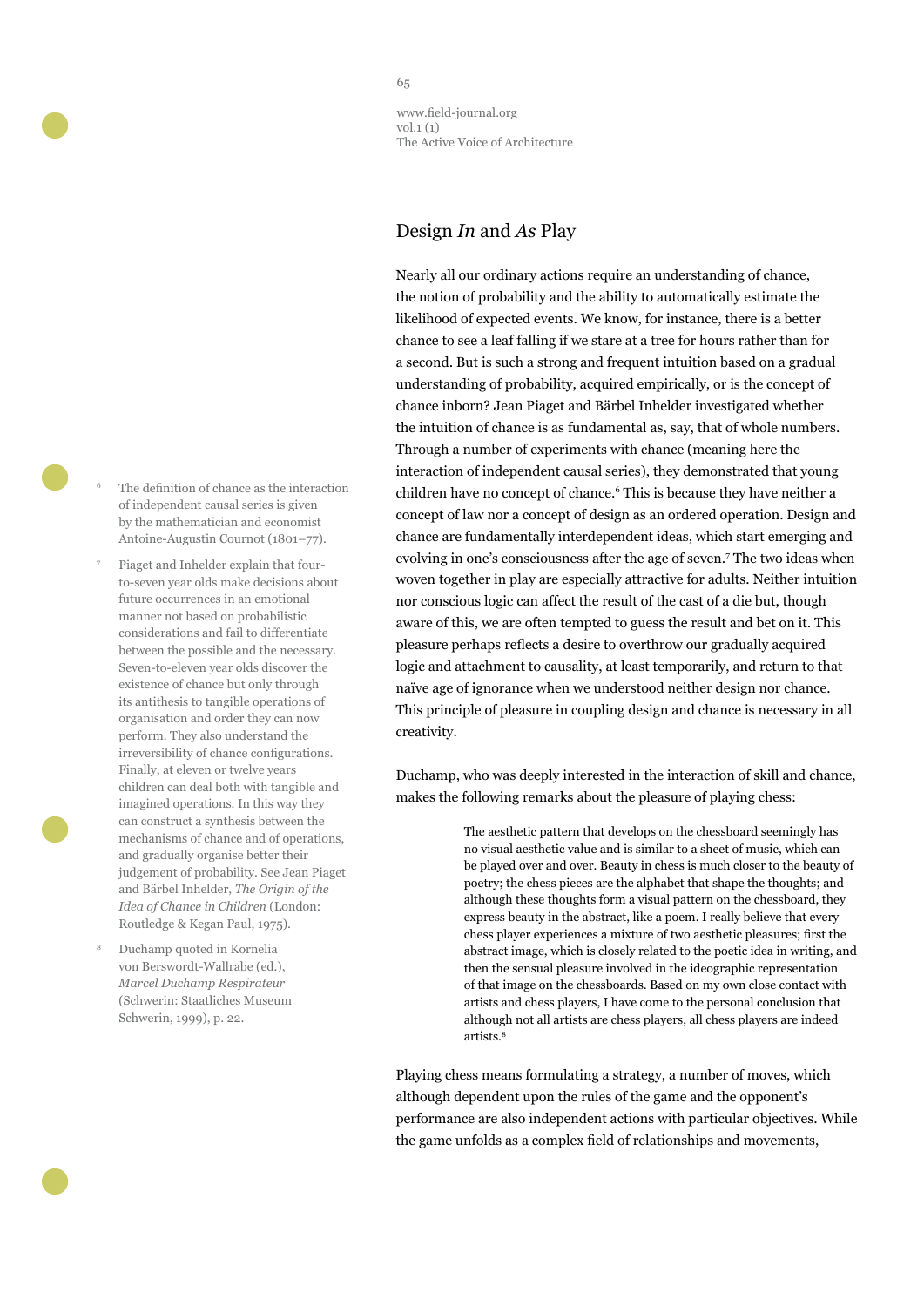## Design *In* and *As* Play

Nearly all our ordinary actions require an understanding of chance, the notion of probability and the ability to automatically estimate the likelihood of expected events. We know, for instance, there is a better chance to see a leaf falling if we stare at a tree for hours rather than for a second. But is such a strong and frequent intuition based on a gradual understanding of probability, acquired empirically, or is the concept of chance inborn? Jean Piaget and Bärbel Inhelder investigated whether the intuition of chance is as fundamental as, say, that of whole numbers. Through a number of experiments with chance (meaning here the interaction of independent causal series), they demonstrated that young children have no concept of chance.[6] This is because they have neither a concept of law nor a concept of design as an ordered operation. Design and chance are fundamentally interdependent ideas, which start emerging and evolving in one's consciousness after the age of seven.[7] The two ideas when woven together in play are especially attractive for adults. Neither intuition nor conscious logic can affect the result of the cast of a die but, though aware of this, we are often tempted to guess the result and bet on it. This pleasure perhaps reflects a desire to overthrow our gradually acquired logic and attachment to causality, at least temporarily, and return to that naïve age of ignorance when we understood neither design nor chance. This principle of pleasure in coupling design and chance is necessary in all creativity.

Duchamp, who was deeply interested in the interaction of skill and chance, makes the following remarks about the pleasure of playing chess:

> The aesthetic pattern that develops on the chessboard seemingly has no visual aesthetic value and is similar to a sheet of music, which can be played over and over. Beauty in chess is much closer to the beauty of poetry; the chess pieces are the alphabet that shape the thoughts; and although these thoughts form a visual pattern on the chessboard, they express beauty in the abstract, like a poem. I really believe that every chess player experiences a mixture of two aesthetic pleasures; first the abstract image, which is closely related to the poetic idea in writing, and then the sensual pleasure involved in the ideographic representation of that image on the chessboards. Based on my own close contact with artists and chess players, I have come to the personal conclusion that although not all artists are chess players, all chess players are indeed artists.[8]

Playing chess means formulating a strategy, a number of moves, which although dependent upon the rules of the game and the opponent's performance are also independent actions with particular objectives. While the game unfolds as a complex field of relationships and movements,

---

6. The definition of chance as the interaction of independent causal series is given by the mathematician and economist Antoine-Augustin Cournot (1801–77).

7. Piaget and Inhelder explain that four-to-seven year olds make decisions about future occurrences in an emotional manner not based on probabilistic considerations and fail to differentiate between the possible and the necessary. Seven-to-eleven year olds discover the existence of chance but only through its antithesis to tangible operations of organisation and order they can now perform. They also understand the irreversibility of chance configurations. Finally, at eleven or twelve years children can deal both with tangible and imagined operations. In this way they can construct a synthesis between the mechanisms of chance and of operations, and gradually organise better their judgement of probability. See Jean Piaget and Bärbel Inhelder, *The Origin of the Idea of Chance in Children* (London: Routledge & Kegan Paul, 1975).

8. Duchamp quoted in Kornelia von Berswordt-Wallrabe (ed.), *Marcel Duchamp Respirateur* (Schwerin: Staatliches Museum Schwerin, 1999), p. 22.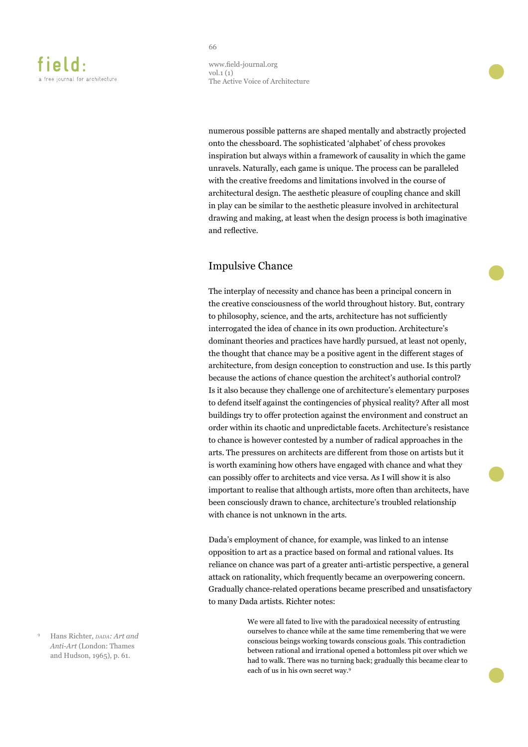numerous possible patterns are shaped mentally and abstractly projected onto the chessboard. The sophisticated 'alphabet' of chess provokes inspiration but always within a framework of causality in which the game unravels. Naturally, each game is unique. The process can be paralleled with the creative freedoms and limitations involved in the course of architectural design. The aesthetic pleasure of coupling chance and skill in play can be similar to the aesthetic pleasure involved in architectural drawing and making, at least when the design process is both imaginative and reflective.

## Impulsive Chance

The interplay of necessity and chance has been a principal concern in the creative consciousness of the world throughout history. But, contrary to philosophy, science, and the arts, architecture has not sufficiently interrogated the idea of chance in its own production. Architecture's dominant theories and practices have hardly pursued, at least not openly, the thought that chance may be a positive agent in the different stages of architecture, from design conception to construction and use. Is this partly because the actions of chance question the architect's authorial control? Is it also because they challenge one of architecture's elementary purposes to defend itself against the contingencies of physical reality? After all most buildings try to offer protection against the environment and construct an order within its chaotic and unpredictable facets. Architecture's resistance to chance is however contested by a number of radical approaches in the arts. The pressures on architects are different from those on artists but it is worth examining how others have engaged with chance and what they can possibly offer to architects and vice versa. As I will show it is also important to realise that although artists, more often than architects, have been consciously drawn to chance, architecture's troubled relationship with chance is not unknown in the arts.

Dada's employment of chance, for example, was linked to an intense opposition to art as a practice based on formal and rational values. Its reliance on chance was part of a greater anti-artistic perspective, a general attack on rationality, which frequently became an overpowering concern. Gradually chance-related operations became prescribed and unsatisfactory to many Dada artists. Richter notes:

> We were all fated to live with the paradoxical necessity of entrusting ourselves to chance while at the same time remembering that we were conscious beings working towards conscious goals. This contradiction between rational and irrational opened a bottomless pit over which we had to walk. There was no turning back; gradually this became clear to each of us in his own secret way.[9]

[9] Hans Richter, *DADA: Art and Anti-Art* (London: Thames and Hudson, 1965), p. 61.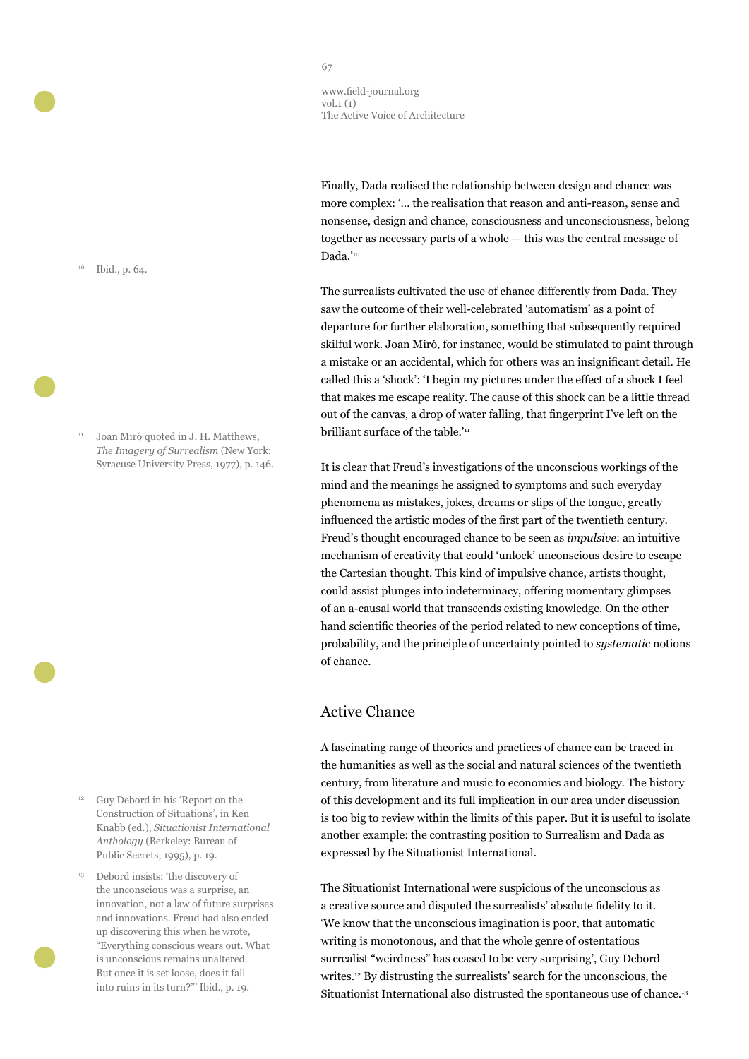Finally, Dada realised the relationship between design and chance was more complex: '… the realisation that reason and anti-reason, sense and nonsense, design and chance, consciousness and unconsciousness, belong together as necessary parts of a whole — this was the central message of Dada.'[10]

The surrealists cultivated the use of chance differently from Dada. They saw the outcome of their well-celebrated 'automatism' as a point of departure for further elaboration, something that subsequently required skilful work. Joan Miró, for instance, would be stimulated to paint through a mistake or an accidental, which for others was an insignificant detail. He called this a 'shock': 'I begin my pictures under the effect of a shock I feel that makes me escape reality. The cause of this shock can be a little thread out of the canvas, a drop of water falling, that fingerprint I've left on the brilliant surface of the table.'[11]

It is clear that Freud's investigations of the unconscious workings of the mind and the meanings he assigned to symptoms and such everyday phenomena as mistakes, jokes, dreams or slips of the tongue, greatly influenced the artistic modes of the first part of the twentieth century. Freud's thought encouraged chance to be seen as *impulsive*: an intuitive mechanism of creativity that could 'unlock' unconscious desire to escape the Cartesian thought. This kind of impulsive chance, artists thought, could assist plunges into indeterminacy, offering momentary glimpses of an a-causal world that transcends existing knowledge. On the other hand scientific theories of the period related to new conceptions of time, probability, and the principle of uncertainty pointed to *systematic* notions of chance.

## Active Chance

A fascinating range of theories and practices of chance can be traced in the humanities as well as the social and natural sciences of the twentieth century, from literature and music to economics and biology. The history of this development and its full implication in our area under discussion is too big to review within the limits of this paper. But it is useful to isolate another example: the contrasting position to Surrealism and Dada as expressed by the Situationist International.

The Situationist International were suspicious of the unconscious as a creative source and disputed the surrealists' absolute fidelity to it. 'We know that the unconscious imagination is poor, that automatic writing is monotonous, and that the whole genre of ostentatious surrealist "weirdness" has ceased to be very surprising', Guy Debord writes.[12] By distrusting the surrealists' search for the unconscious, the Situationist International also distrusted the spontaneous use of chance.[13]

---

[10] Ibid., p. 64.

[11] Joan Miró quoted in J. H. Matthews, *The Imagery of Surrealism* (New York: Syracuse University Press, 1977), p. 146.

[12] Guy Debord in his 'Report on the Construction of Situations', in Ken Knabb (ed.), *Situationist International Anthology* (Berkeley: Bureau of Public Secrets, 1995), p. 19.

[13] Debord insists: 'the discovery of the unconscious was a surprise, an innovation, not a law of future surprises and innovations. Freud had also ended up discovering this when he wrote, "Everything conscious wears out. What is unconscious remains unaltered. But once it is set loose, does it fall into ruins in its turn?"' Ibid., p. 19.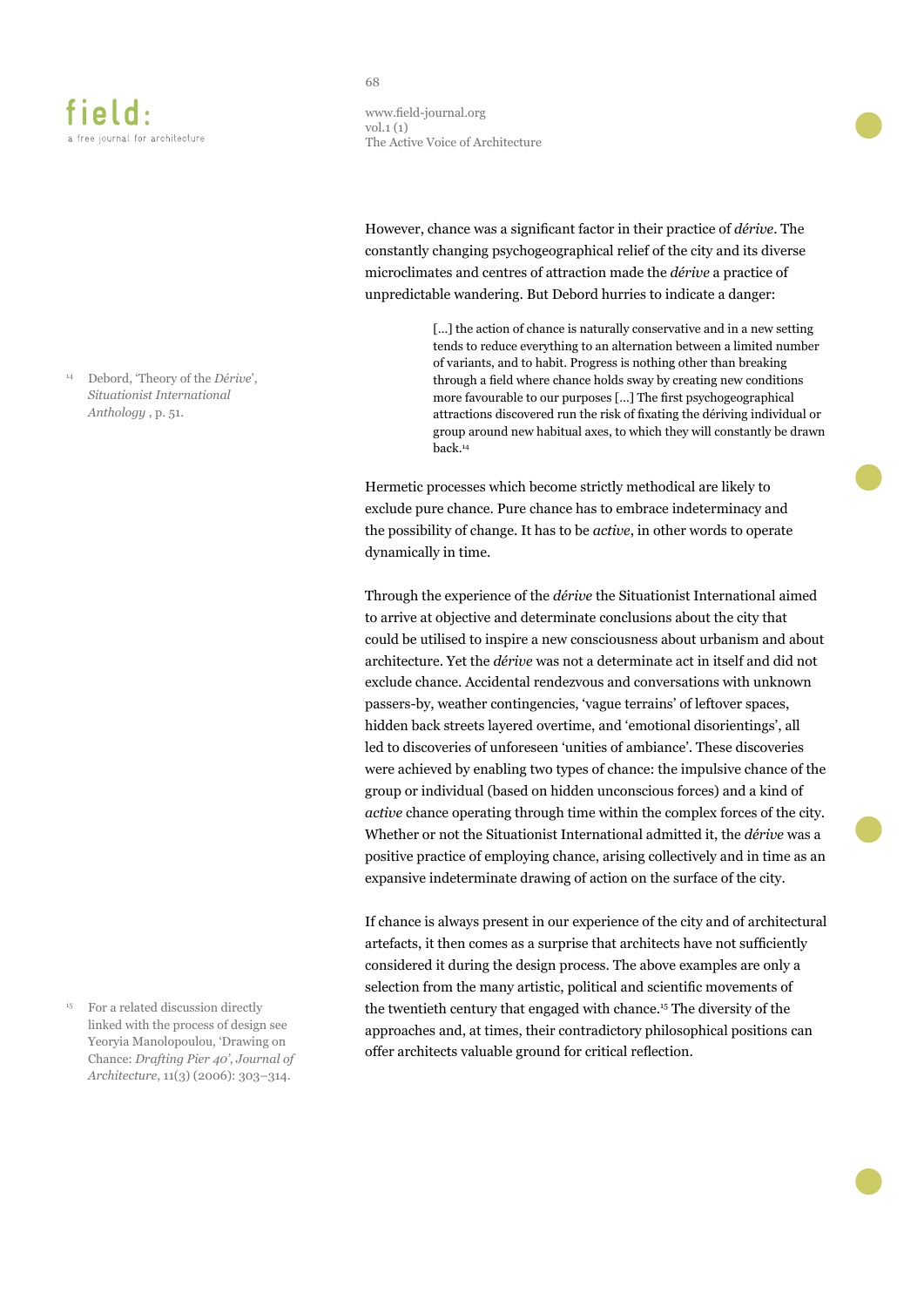However, chance was a significant factor in their practice of *dérive*. The constantly changing psychogeographical relief of the city and its diverse microclimates and centres of attraction made the *dérive* a practice of unpredictable wandering. But Debord hurries to indicate a danger:

> [...] the action of chance is naturally conservative and in a new setting tends to reduce everything to an alternation between a limited number of variants, and to habit. Progress is nothing other than breaking through a field where chance holds sway by creating new conditions more favourable to our purposes [...] The first psychogeographical attractions discovered run the risk of fixating the dériving individual or group around new habitual axes, to which they will constantly be drawn back.[14]

Hermetic processes which become strictly methodical are likely to exclude pure chance. Pure chance has to embrace indeterminacy and the possibility of change. It has to be *active*, in other words to operate dynamically in time.

Through the experience of the *dérive* the Situationist International aimed to arrive at objective and determinate conclusions about the city that could be utilised to inspire a new consciousness about urbanism and about architecture. Yet the *dérive* was not a determinate act in itself and did not exclude chance. Accidental rendezvous and conversations with unknown passers-by, weather contingencies, 'vague terrains' of leftover spaces, hidden back streets layered overtime, and 'emotional disorientings', all led to discoveries of unforeseen 'unities of ambiance'. These discoveries were achieved by enabling two types of chance: the impulsive chance of the group or individual (based on hidden unconscious forces) and a kind of *active* chance operating through time within the complex forces of the city. Whether or not the Situationist International admitted it, the *dérive* was a positive practice of employing chance, arising collectively and in time as an expansive indeterminate drawing of action on the surface of the city.

If chance is always present in our experience of the city and of architectural artefacts, it then comes as a surprise that architects have not sufficiently considered it during the design process. The above examples are only a selection from the many artistic, political and scientific movements of the twentieth century that engaged with chance.[15] The diversity of the approaches and, at times, their contradictory philosophical positions can offer architects valuable ground for critical reflection.

[14] Debord, 'Theory of the *Dérive*', *Situationist International Anthology* , p. 51.

[15] For a related discussion directly linked with the process of design see Yeoryia Manolopoulou, 'Drawing on Chance: *Drafting Pier 40*', *Journal of Architecture*, 11(3) (2006): 303–314.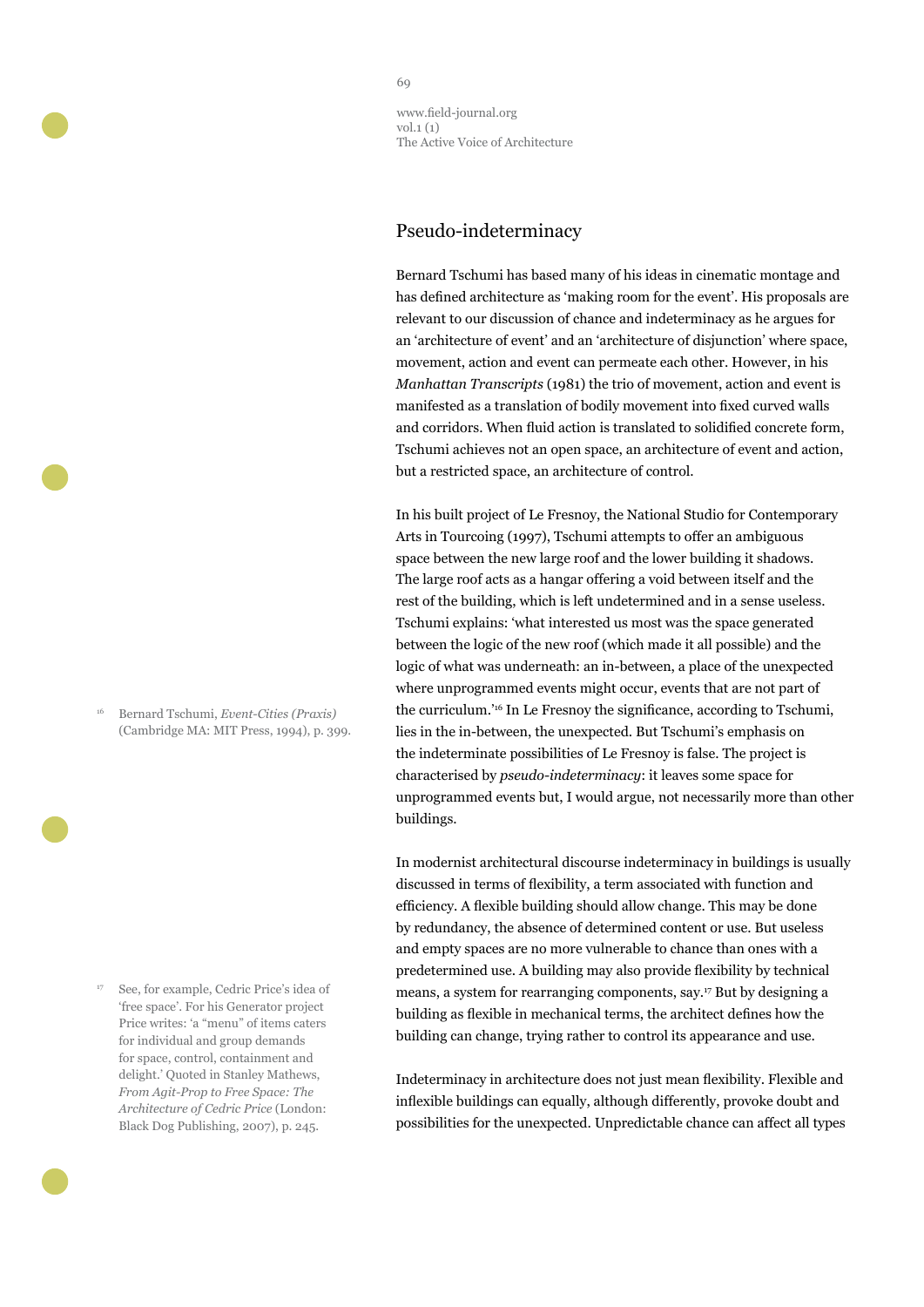## Pseudo-indeterminacy

Bernard Tschumi has based many of his ideas in cinematic montage and has defined architecture as 'making room for the event'. His proposals are relevant to our discussion of chance and indeterminacy as he argues for an 'architecture of event' and an 'architecture of disjunction' where space, movement, action and event can permeate each other. However, in his *Manhattan Transcripts* (1981) the trio of movement, action and event is manifested as a translation of bodily movement into fixed curved walls and corridors. When fluid action is translated to solidified concrete form, Tschumi achieves not an open space, an architecture of event and action, but a restricted space, an architecture of control.

In his built project of Le Fresnoy, the National Studio for Contemporary Arts in Tourcoing (1997), Tschumi attempts to offer an ambiguous space between the new large roof and the lower building it shadows. The large roof acts as a hangar offering a void between itself and the rest of the building, which is left undetermined and in a sense useless. Tschumi explains: 'what interested us most was the space generated between the logic of the new roof (which made it all possible) and the logic of what was underneath: an in-between, a place of the unexpected where unprogrammed events might occur, events that are not part of the curriculum.'[16] In Le Fresnoy the significance, according to Tschumi, lies in the in-between, the unexpected. But Tschumi's emphasis on the indeterminate possibilities of Le Fresnoy is false. The project is characterised by *pseudo-indeterminacy*: it leaves some space for unprogrammed events but, I would argue, not necessarily more than other buildings.

In modernist architectural discourse indeterminacy in buildings is usually discussed in terms of flexibility, a term associated with function and efficiency. A flexible building should allow change. This may be done by redundancy, the absence of determined content or use. But useless and empty spaces are no more vulnerable to chance than ones with a predetermined use. A building may also provide flexibility by technical means, a system for rearranging components, say.[17] But by designing a building as flexible in mechanical terms, the architect defines how the building can change, trying rather to control its appearance and use.

Indeterminacy in architecture does not just mean flexibility. Flexible and inflexible buildings can equally, although differently, provoke doubt and possibilities for the unexpected. Unpredictable chance can affect all types

[16] Bernard Tschumi, *Event-Cities (Praxis)* (Cambridge MA: MIT Press, 1994), p. 399.

[17] See, for example, Cedric Price's idea of 'free space'. For his Generator project Price writes: 'a "menu" of items caters for individual and group demands for space, control, containment and delight.' Quoted in Stanley Mathews, *From Agit-Prop to Free Space: The Architecture of Cedric Price* (London: Black Dog Publishing, 2007), p. 245.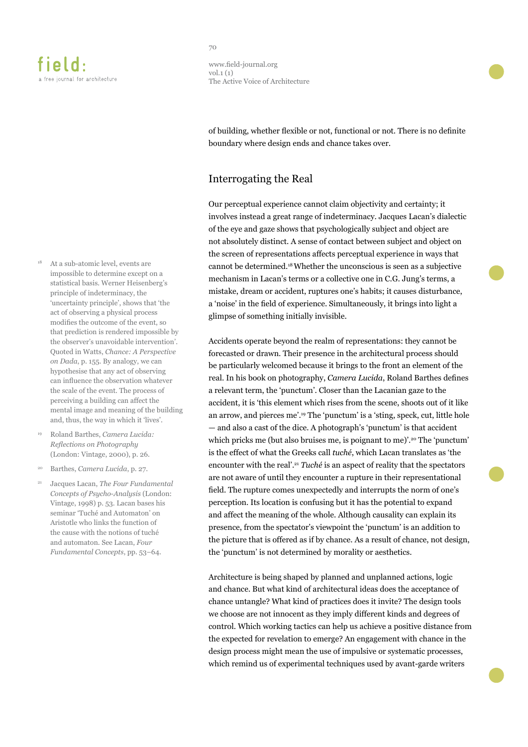of building, whether flexible or not, functional or not. There is no definite boundary where design ends and chance takes over.

## Interrogating the Real

Our perceptual experience cannot claim objectivity and certainty; it involves instead a great range of indeterminacy. Jacques Lacan's dialectic of the eye and gaze shows that psychologically subject and object are not absolutely distinct. A sense of contact between subject and object on the screen of representations affects perceptual experience in ways that cannot be determined.[18] Whether the unconscious is seen as a subjective mechanism in Lacan's terms or a collective one in C.G. Jung's terms, a mistake, dream or accident, ruptures one's habits; it causes disturbance, a 'noise' in the field of experience. Simultaneously, it brings into light a glimpse of something initially invisible.

Accidents operate beyond the realm of representations: they cannot be forecasted or drawn. Their presence in the architectural process should be particularly welcomed because it brings to the front an element of the real. In his book on photography, *Camera Lucida*, Roland Barthes defines a relevant term, the 'punctum'. Closer than the Lacanian gaze to the accident, it is 'this element which rises from the scene, shoots out of it like an arrow, and pierces me'.[19] The 'punctum' is a 'sting, speck, cut, little hole — and also a cast of the dice. A photograph's 'punctum' is that accident which pricks me (but also bruises me, is poignant to me)'.[20] The 'punctum' is the effect of what the Greeks call *tuché*, which Lacan translates as 'the encounter with the real'.[21] *Tuché* is an aspect of reality that the spectators are not aware of until they encounter a rupture in their representational field. The rupture comes unexpectedly and interrupts the norm of one's perception. Its location is confusing but it has the potential to expand and affect the meaning of the whole. Although causality can explain its presence, from the spectator's viewpoint the 'punctum' is an addition to the picture that is offered as if by chance. As a result of chance, not design, the 'punctum' is not determined by morality or aesthetics.

Architecture is being shaped by planned and unplanned actions, logic and chance. But what kind of architectural ideas does the acceptance of chance untangle? What kind of practices does it invite? The design tools we choose are not innocent as they imply different kinds and degrees of control. Which working tactics can help us achieve a positive distance from the expected for revelation to emerge? An engagement with chance in the design process might mean the use of impulsive or systematic processes, which remind us of experimental techniques used by avant-garde writers

---

[18] At a sub-atomic level, events are impossible to determine except on a statistical basis. Werner Heisenberg's principle of indeterminacy, the 'uncertainty principle', shows that 'the act of observing a physical process modifies the outcome of the event, so that prediction is rendered impossible by the observer's unavoidable intervention'. Quoted in Watts, *Chance: A Perspective on Dada*, p. 155. By analogy, we can hypothesise that any act of observing can influence the observation whatever the scale of the event. The process of perceiving a building can affect the mental image and meaning of the building and, thus, the way in which it 'lives'.

[19] Roland Barthes, *Camera Lucida: Reflections on Photography* (London: Vintage, 2000), p. 26.

[20] Barthes, *Camera Lucida*, p. 27.

[21] Jacques Lacan, *The Four Fundamental Concepts of Psycho-Analysis* (London: Vintage, 1998) p. 53. Lacan bases his seminar 'Tuché and Automaton' on Aristotle who links the function of the cause with the notions of tuché and automaton. See Lacan, *Four Fundamental Concepts*, pp. 53–64.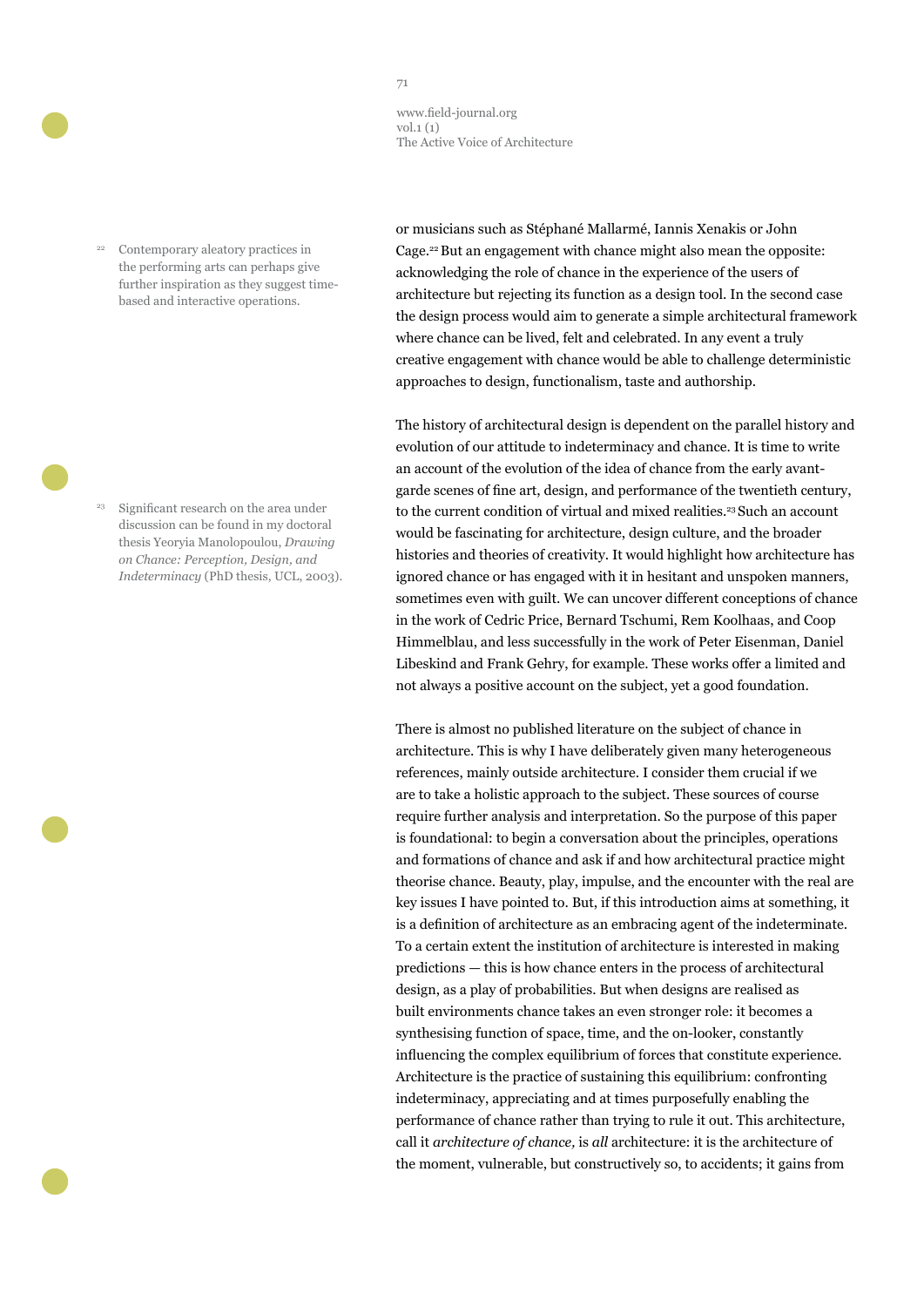or musicians such as Stéphané Mallarmé, Iannis Xenakis or John Cage.[22] But an engagement with chance might also mean the opposite: acknowledging the role of chance in the experience of the users of architecture but rejecting its function as a design tool. In the second case the design process would aim to generate a simple architectural framework where chance can be lived, felt and celebrated. In any event a truly creative engagement with chance would be able to challenge deterministic approaches to design, functionalism, taste and authorship.

The history of architectural design is dependent on the parallel history and evolution of our attitude to indeterminacy and chance. It is time to write an account of the evolution of the idea of chance from the early avant-garde scenes of fine art, design, and performance of the twentieth century, to the current condition of virtual and mixed realities.[23] Such an account would be fascinating for architecture, design culture, and the broader histories and theories of creativity. It would highlight how architecture has ignored chance or has engaged with it in hesitant and unspoken manners, sometimes even with guilt. We can uncover different conceptions of chance in the work of Cedric Price, Bernard Tschumi, Rem Koolhaas, and Coop Himmelblau, and less successfully in the work of Peter Eisenman, Daniel Libeskind and Frank Gehry, for example. These works offer a limited and not always a positive account on the subject, yet a good foundation.

There is almost no published literature on the subject of chance in architecture. This is why I have deliberately given many heterogeneous references, mainly outside architecture. I consider them crucial if we are to take a holistic approach to the subject. These sources of course require further analysis and interpretation. So the purpose of this paper is foundational: to begin a conversation about the principles, operations and formations of chance and ask if and how architectural practice might theorise chance. Beauty, play, impulse, and the encounter with the real are key issues I have pointed to. But, if this introduction aims at something, it is a definition of architecture as an embracing agent of the indeterminate. To a certain extent the institution of architecture is interested in making predictions — this is how chance enters in the process of architectural design, as a play of probabilities. But when designs are realised as built environments chance takes an even stronger role: it becomes a synthesising function of space, time, and the on-looker, constantly influencing the complex equilibrium of forces that constitute experience. Architecture is the practice of sustaining this equilibrium: confronting indeterminacy, appreciating and at times purposefully enabling the performance of chance rather than trying to rule it out. This architecture, call it *architecture of chance,* is *all* architecture: it is the architecture of the moment, vulnerable, but constructively so, to accidents; it gains from

---

[22] Contemporary aleatory practices in the performing arts can perhaps give further inspiration as they suggest time-based and interactive operations.

[23] Significant research on the area under discussion can be found in my doctoral thesis Yeoryia Manolopoulou, *Drawing on Chance: Perception, Design, and Indeterminacy* (PhD thesis, UCL, 2003).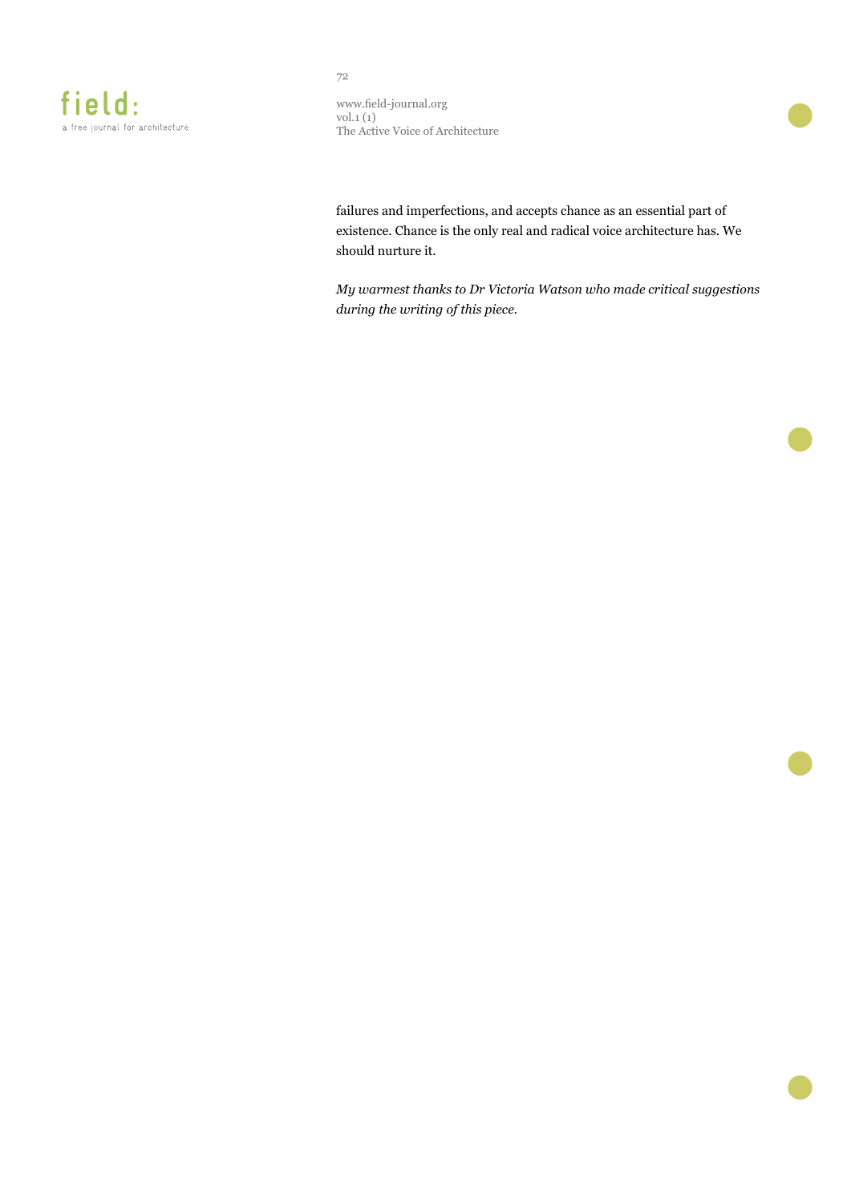failures and imperfections, and accepts chance as an essential part of existence. Chance is the only real and radical voice architecture has. We should nurture it.

*My warmest thanks to Dr Victoria Watson who made critical suggestions during the writing of this piece.*